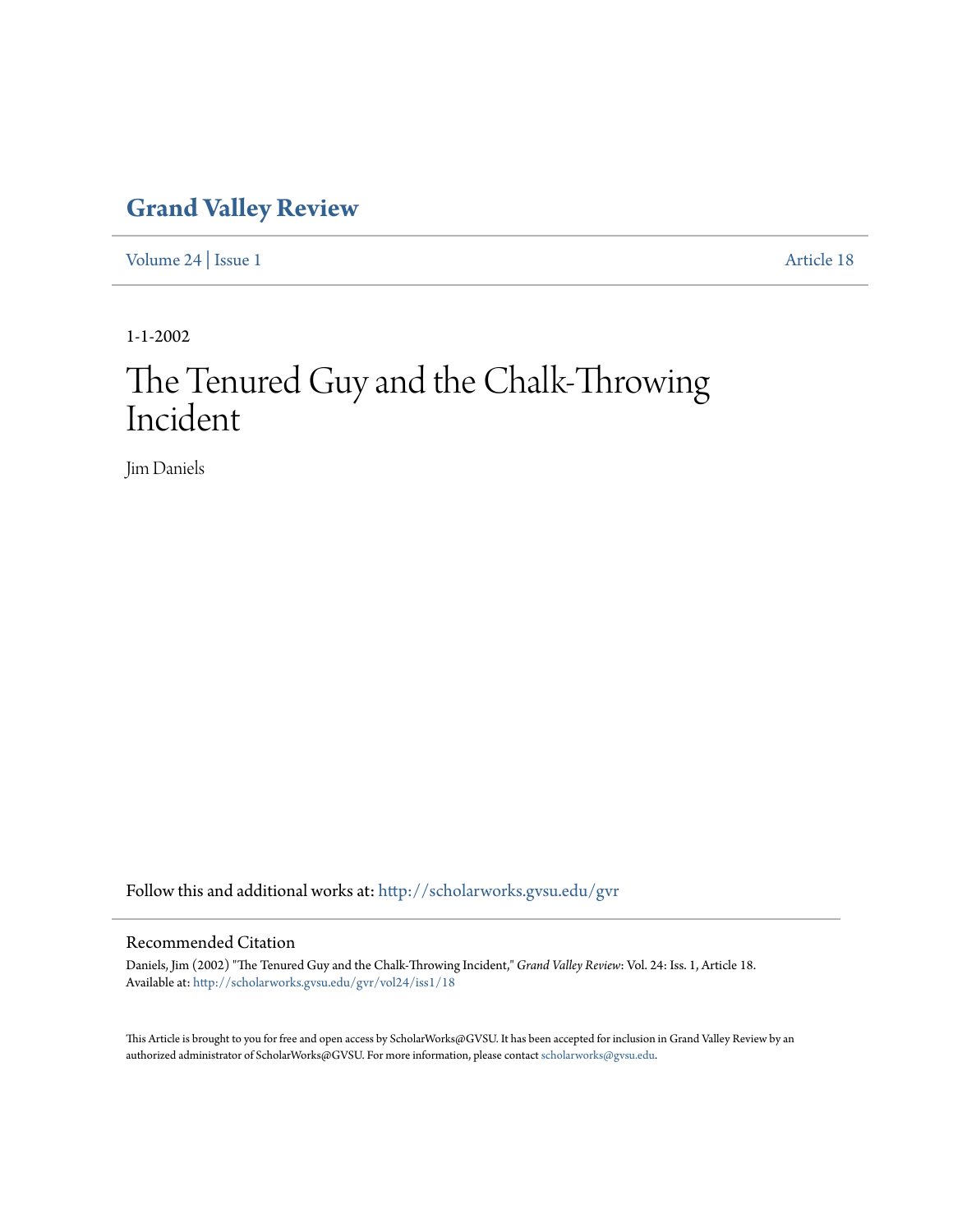## Grand Valley Review

Volume 24 | Issue 1 Article 18

1-1-2002

# The Tenured Guy and the Chalk-Throwing Incident

Jim Daniels

Follow this and additional works at: http://scholarworks.gvsu.edu/gvr

### Recommended Citation

Daniels, Jim (2002) "The Tenured Guy and the Chalk-Throwing Incident," *Grand Valley Review*: Vol. 24: Iss. 1, Article 18.
Available at: http://scholarworks.gvsu.edu/gvr/vol24/iss1/18

This Article is brought to you for free and open access by ScholarWorks@GVSU. It has been accepted for inclusion in Grand Valley Review by an authorized administrator of ScholarWorks@GVSU. For more information, please contact scholarworks@gvsu.edu.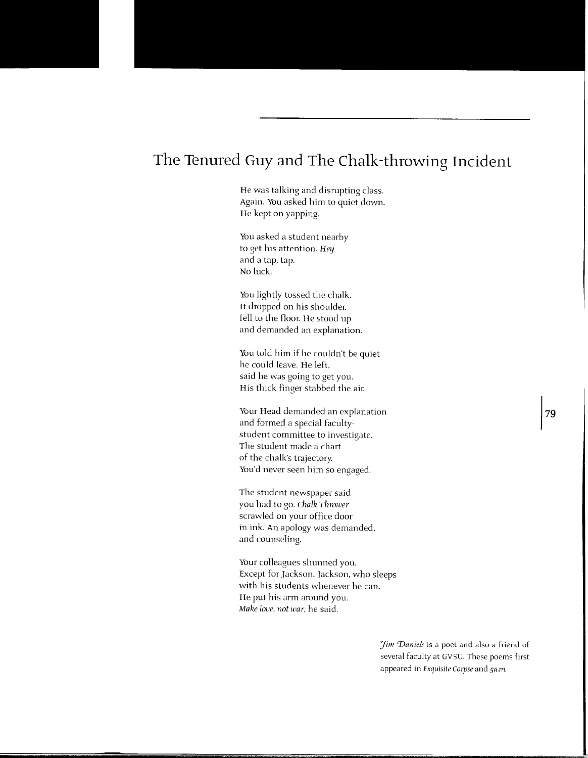## The Tenured Guy and The Chalk-throwing Incident

He was talking and disrupting class.
Again. You asked him to quiet down.
He kept on yapping.

You asked a student nearby
to get his attention. *Hey*
and a tap, tap.
No luck.

You lightly tossed the chalk.
It dropped on his shoulder,
fell to the floor. He stood up
and demanded an explanation.

You told him if he couldn't be quiet
he could leave. He left,
said he was going to get you.
His thick finger stabbed the air.

Your Head demanded an explanation
and formed a special faculty-
student committee to investigate.
The student made a chart
of the chalk's trajectory.
You'd never seen him so engaged.

The student newspaper said
you had to go. *Chalk Thrower*
scrawled on your office door
in ink. An apology was demanded,
and counseling.

Your colleagues shunned you.
Except for Jackson. Jackson, who sleeps
with his students whenever he can.
He put his arm around you.
*Make love, not war,* he said.

*Jim Daniels* is a poet and also a friend of several faculty at GVSU. These poems first appeared in *Exquisite Corpse* and *5a.m.*